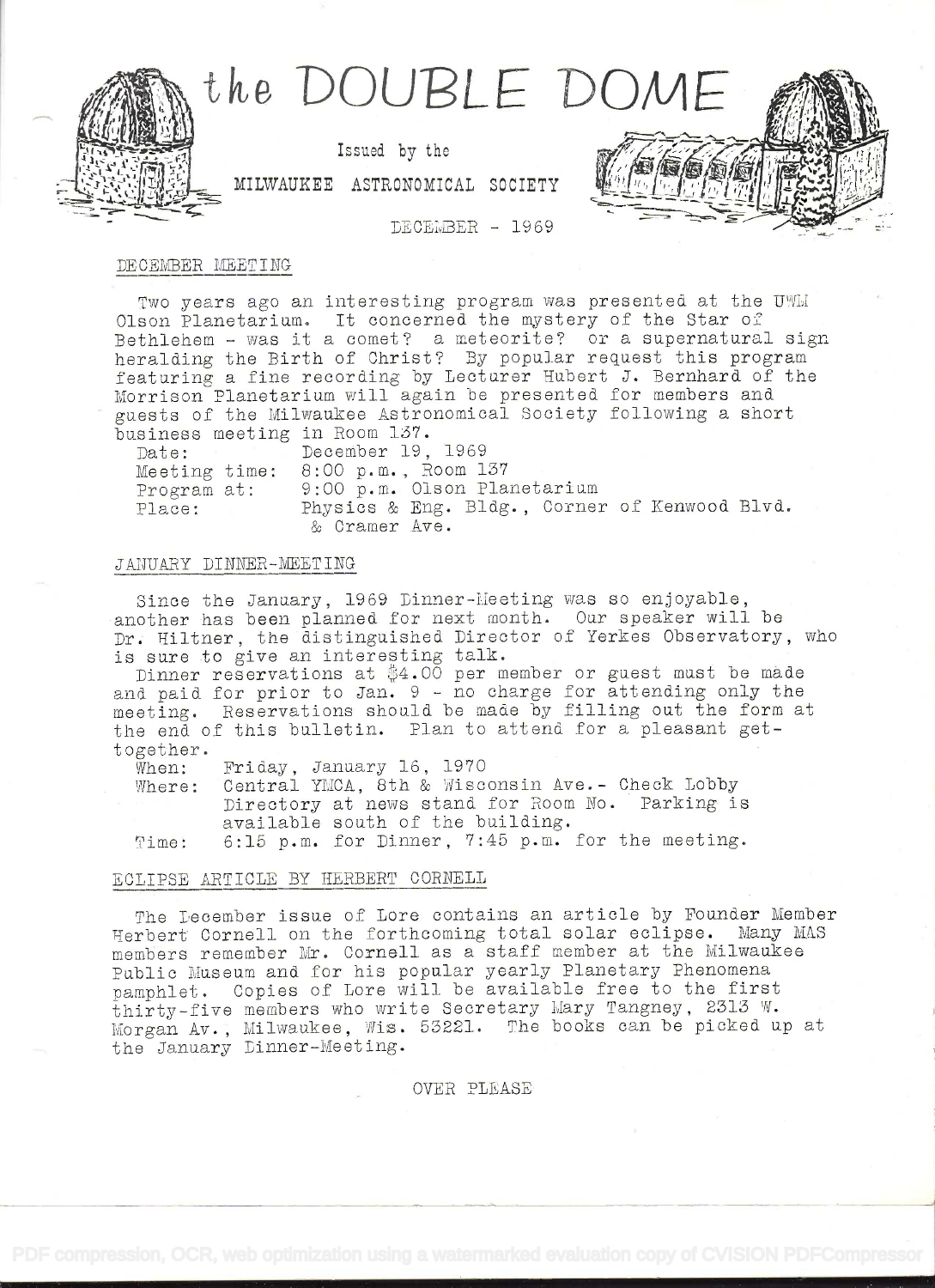# the DOUBLE DOME

Issued by the

MILWAUKEE ASTRONOMICAL SOCIETY

DECEMBER - 1969

## DECEMBER MEETING

Two years ago an interesting program was presented at the UWM Olson Planetarium. It concerned the mystery of the Star of Bethlehem - was it a comet? a meteorite? or a supernatural sign heralding the Birth of Christ? By popular request this program featuring a fine recording by Lecturer Hubert J. Bernhard of the Morrison Planetarium will again be presented for members and guests of the Milwaukee Astronomical Society following a short business meeting in Room 137.

Date: December 19, 1969
Meeting time: 8:00 p.m., Room 137
Program at: 9:00 p.m. Olson Planetarium
Place: Physics & Eng. Bldg., Corner of Kenwood Blvd. & Cramer Ave.

## JANUARY DINNER-MEETING

Since the January, 1969 Dinner-Meeting was so enjoyable, another has been planned for next month. Our speaker will be Dr. Hiltner, the distinguished Director of Yerkes Observatory, who is sure to give an interesting talk.

Dinner reservations at $4.00 per member or guest must be made and paid for prior to Jan. 9 - no charge for attending only the meeting. Reservations should be made by filling out the form at the end of this bulletin. Plan to attend for a pleasant get-together.

When: Friday, January 16, 1970
Where: Central YMCA, 8th & Wisconsin Ave.- Check Lobby Directory at news stand for Room No. Parking is available south of the building.
Time: 6:15 p.m. for Dinner, 7:45 p.m. for the meeting.

## ECLIPSE ARTICLE BY HERBERT CORNELL

The December issue of Lore contains an article by Founder Member Herbert Cornell on the forthcoming total solar eclipse. Many MAS members remember Mr. Cornell as a staff member at the Milwaukee Public Museum and for his popular yearly Planetary Phenomena pamphlet. Copies of Lore will be available free to the first thirty-five members who write Secretary Mary Tangney, 2313 W. Morgan Av., Milwaukee, Wis. 53221. The books can be picked up at the January Dinner-Meeting.

OVER PLEASE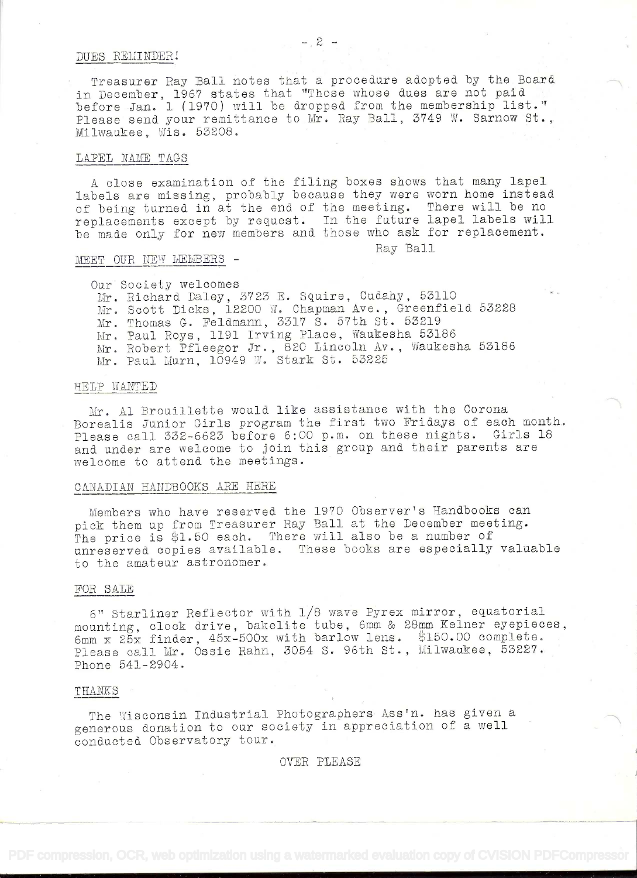## DUES REMINDER!

Treasurer Ray Ball notes that a procedure adopted by the Board in December, 1967 states that "Those whose dues are not paid before Jan. 1 (1970) will be dropped from the membership list." Please send your remittance to Mr. Ray Ball, 3749 W. Sarnow St., Milwaukee, Wis. 53208.

## LAPEL NAME TAGS

A close examination of the filing boxes shows that many lapel labels are missing, probably because they were worn home instead of being turned in at the end of the meeting. There will be no replacements except by request. In the future lapel labels will be made only for new members and those who ask for replacement.

Ray Ball

## MEET OUR NEW MEMBERS -

Our Society welcomes

Mr. Richard Daley, 3723 E. Squire, Cudahy, 53110
Mr. Scott Dicks, 12200 W. Chapman Ave., Greenfield 53228
Mr. Thomas G. Feldmann, 3317 S. 57th St. 53219
Mr. Paul Roys, 1191 Irving Place, Waukesha 53186
Mr. Robert Pfleegor Jr., 820 Lincoln Av., Waukesha 53186
Mr. Paul Murn, 10949 W. Stark St. 53225

## HELP WANTED

Mr. Al Brouillette would like assistance with the Corona Borealis Junior Girls program the first two Fridays of each month. Please call 332-6623 before 6:00 p.m. on these nights. Girls 18 and under are welcome to join this group and their parents are welcome to attend the meetings.

## CANADIAN HANDBOOKS ARE HERE

Members who have reserved the 1970 Observer's Handbooks can pick them up from Treasurer Ray Ball at the December meeting. The price is $1.50 each. There will also be a number of unreserved copies available. These books are especially valuable to the amateur astronomer.

## FOR SALE

6" Starliner Reflector with 1/8 wave Pyrex mirror, equatorial mounting, clock drive, bakelite tube, 6mm & 28mm Kelner eyepieces, 6mm x 25x finder, 45x-500x with barlow lens. $150.00 complete. Please call Mr. Ossie Rahn, 3054 S. 96th St., Milwaukee, 53227. Phone 541-2904.

## THANKS

The Wisconsin Industrial Photographers Ass'n. has given a generous donation to our society in appreciation of a well conducted Observatory tour.

OVER PLEASE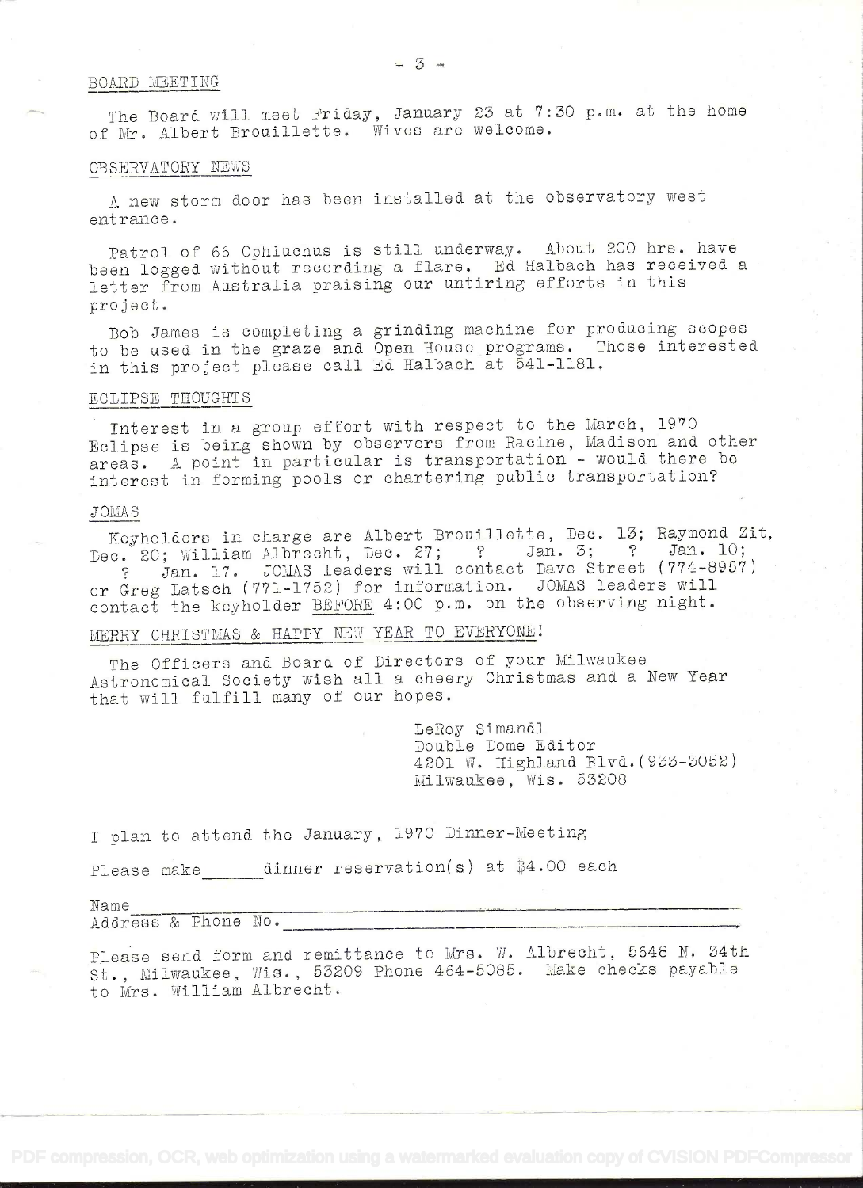## BOARD MEETING

The Board will meet Friday, January 23 at 7:30 p.m. at the home of Mr. Albert Brouillette. Wives are welcome.

## OBSERVATORY NEWS

A new storm door has been installed at the observatory west entrance.

Patrol of 66 Ophiuchus is still underway. About 200 hrs. have been logged without recording a flare. Ed Halbach has received a letter from Australia praising our untiring efforts in this project.

Bob James is completing a grinding machine for producing scopes to be used in the graze and Open House programs. Those interested in this project please call Ed Halbach at 541-1181.

## ECLIPSE THOUGHTS

Interest in a group effort with respect to the March, 1970 Eclipse is being shown by observers from Racine, Madison and other areas. A point in particular is transportation - would there be interest in forming pools or chartering public transportation?

## JOMAS

Keyholders in charge are Albert Brouillette, Dec. 13; Raymond Zit, Dec. 20; William Albrecht, Dec. 27; ? Jan. 3; ? Jan. 10; ? Jan. 17. JOMAS leaders will contact Dave Street (774-8957) or Greg Latsch (771-1752) for information. JOMAS leaders will contact the keyholder BEFORE 4:00 p.m. on the observing night.

## MERRY CHRISTMAS & HAPPY NEW YEAR TO EVERYONE!

The Officers and Board of Directors of your Milwaukee Astronomical Society wish all a cheery Christmas and a New Year that will fulfill many of our hopes.

LeRoy Simandl
Double Dome Editor
4201 W. Highland Blvd. (933-5052)
Milwaukee, Wis. 53208

---

I plan to attend the January, 1970 Dinner-Meeting

Please make\_\_\_\_\_\_dinner reservation(s) at $4.00 each

Name\_\_\_\_\_\_\_\_\_\_\_\_\_\_\_\_\_\_\_\_\_\_\_\_\_\_\_\_\_\_\_\_\_\_\_\_\_\_\_\_\_\_\_\_\_\_\_\_\_\_\_\_
Address & Phone No.\_\_\_\_\_\_\_\_\_\_\_\_\_\_\_\_\_\_\_\_\_\_\_\_\_\_\_\_\_\_\_\_\_\_\_\_\_\_\_\_\_\_

Please send form and remittance to Mrs. W. Albrecht, 5648 N. 34th St., Milwaukee, Wis., 53209 Phone 464-5085. Make checks payable to Mrs. William Albrecht.